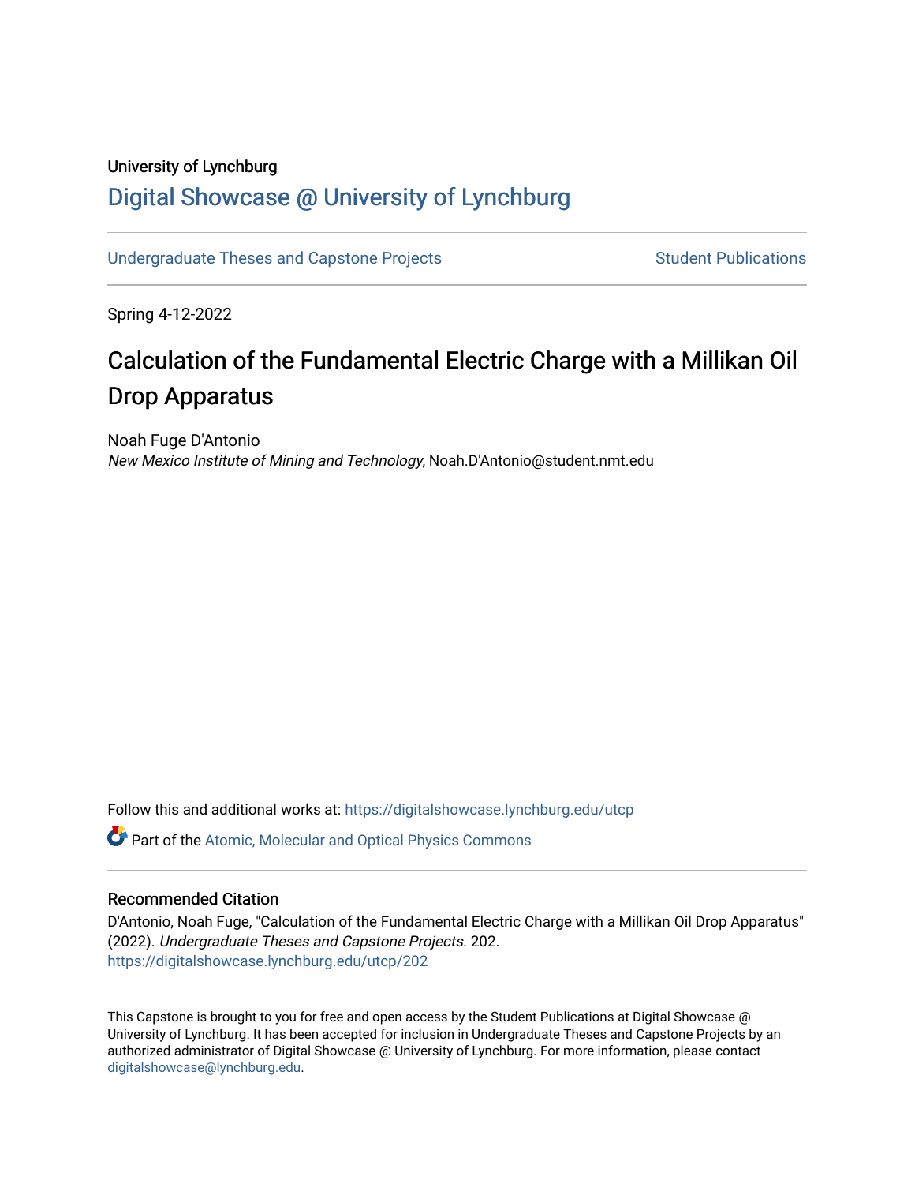University of Lynchburg

# Digital Showcase @ University of Lynchburg

Undergraduate Theses and Capstone Projects | Student Publications

Spring 4-12-2022

## Calculation of the Fundamental Electric Charge with a Millikan Oil Drop Apparatus

Noah Fuge D'Antonio
*New Mexico Institute of Mining and Technology*, Noah.D'Antonio@student.nmt.edu

Follow this and additional works at: https://digitalshowcase.lynchburg.edu/utcp

Part of the Atomic, Molecular and Optical Physics Commons

### Recommended Citation

D'Antonio, Noah Fuge, "Calculation of the Fundamental Electric Charge with a Millikan Oil Drop Apparatus" (2022). *Undergraduate Theses and Capstone Projects*. 202.
https://digitalshowcase.lynchburg.edu/utcp/202

This Capstone is brought to you for free and open access by the Student Publications at Digital Showcase @ University of Lynchburg. It has been accepted for inclusion in Undergraduate Theses and Capstone Projects by an authorized administrator of Digital Showcase @ University of Lynchburg. For more information, please contact digitalshowcase@lynchburg.edu.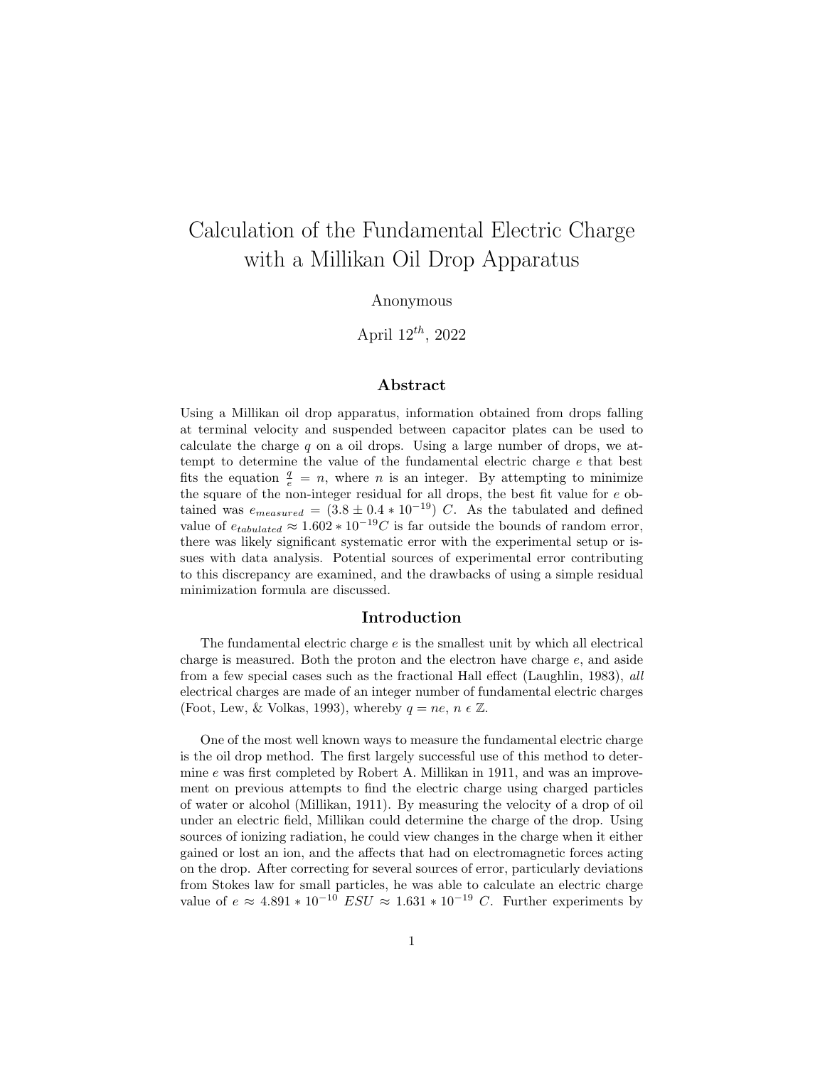# Calculation of the Fundamental Electric Charge with a Millikan Oil Drop Apparatus

Anonymous

April $12^{th}$, 2022

## Abstract

Using a Millikan oil drop apparatus, information obtained from drops falling at terminal velocity and suspended between capacitor plates can be used to calculate the charge $q$ on a oil drops. Using a large number of drops, we attempt to determine the value of the fundamental electric charge $e$ that best fits the equation $\frac{q}{e} = n$, where $n$ is an integer. By attempting to minimize the square of the non-integer residual for all drops, the best fit value for $e$ obtained was $e_{measured} = (3.8 \pm 0.4 * 10^{-19})\ C$. As the tabulated and defined value of $e_{tabulated} \approx 1.602 * 10^{-19} C$ is far outside the bounds of random error, there was likely significant systematic error with the experimental setup or issues with data analysis. Potential sources of experimental error contributing to this discrepancy are examined, and the drawbacks of using a simple residual minimization formula are discussed.

## Introduction

The fundamental electric charge $e$ is the smallest unit by which all electrical charge is measured. Both the proton and the electron have charge $e$, and aside from a few special cases such as the fractional Hall effect (Laughlin, 1983), *all* electrical charges are made of an integer number of fundamental electric charges (Foot, Lew, & Volkas, 1993), whereby $q = ne$, $n \in \mathbb{Z}$.

One of the most well known ways to measure the fundamental electric charge is the oil drop method. The first largely successful use of this method to determine $e$ was first completed by Robert A. Millikan in 1911, and was an improvement on previous attempts to find the electric charge using charged particles of water or alcohol (Millikan, 1911). By measuring the velocity of a drop of oil under an electric field, Millikan could determine the charge of the drop. Using sources of ionizing radiation, he could view changes in the charge when it either gained or lost an ion, and the affects that had on electromagnetic forces acting on the drop. After correcting for several sources of error, particularly deviations from Stokes law for small particles, he was able to calculate an electric charge value of $e \approx 4.891 * 10^{-10}\ ESU \approx 1.631 * 10^{-19}\ C$. Further experiments by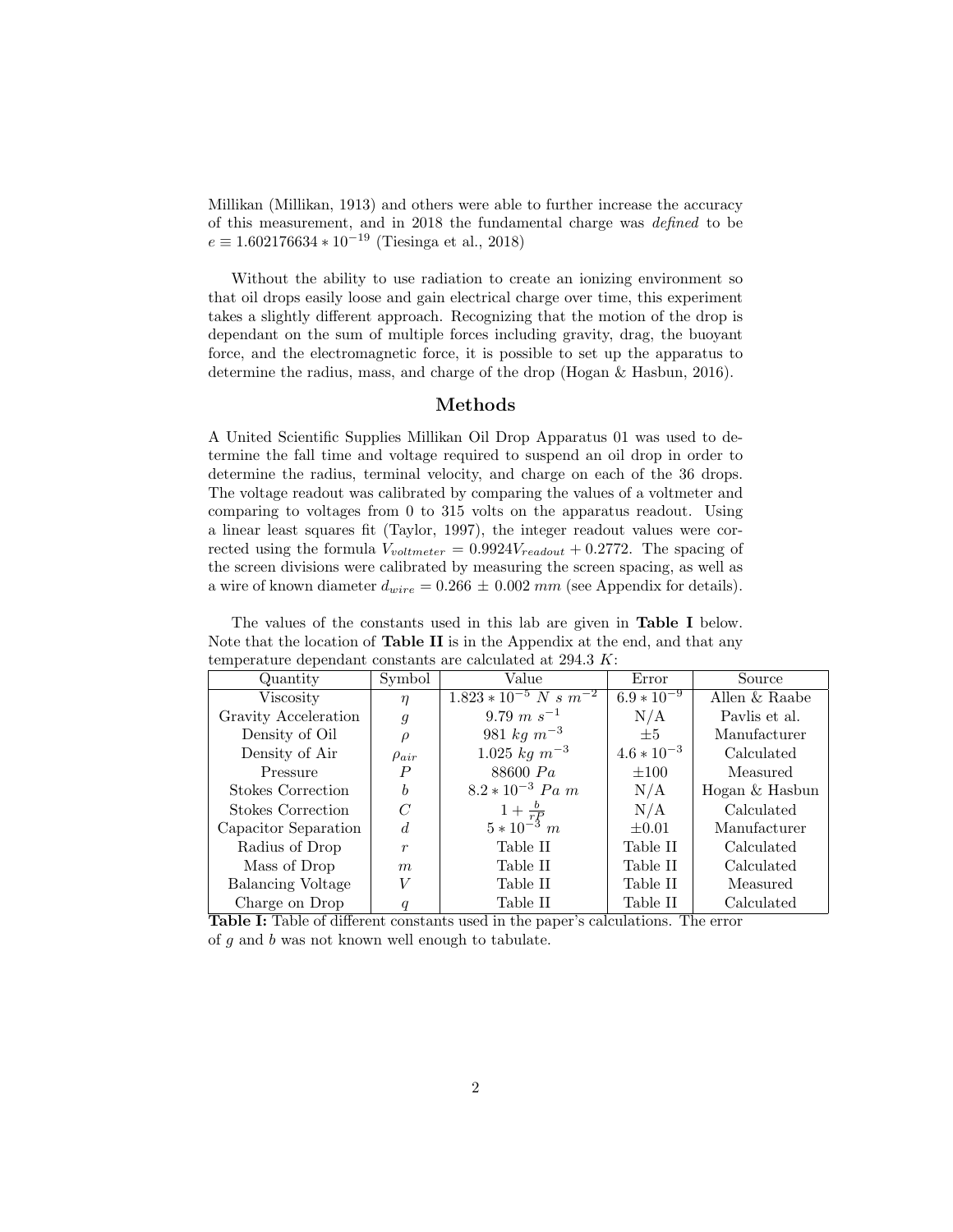Millikan (Millikan, 1913) and others were able to further increase the accuracy of this measurement, and in 2018 the fundamental charge was *defined* to be $e \equiv 1.602176634 * 10^{-19}$ (Tiesinga et al., 2018)

Without the ability to use radiation to create an ionizing environment so that oil drops easily loose and gain electrical charge over time, this experiment takes a slightly different approach. Recognizing that the motion of the drop is dependant on the sum of multiple forces including gravity, drag, the buoyant force, and the electromagnetic force, it is possible to set up the apparatus to determine the radius, mass, and charge of the drop (Hogan & Hasbun, 2016).

## Methods

A United Scientific Supplies Millikan Oil Drop Apparatus 01 was used to determine the fall time and voltage required to suspend an oil drop in order to determine the radius, terminal velocity, and charge on each of the 36 drops. The voltage readout was calibrated by comparing the values of a voltmeter and comparing to voltages from 0 to 315 volts on the apparatus readout. Using a linear least squares fit (Taylor, 1997), the integer readout values were corrected using the formula $V_{voltmeter} = 0.9924V_{readout} + 0.2772$. The spacing of the screen divisions were calibrated by measuring the screen spacing, as well as a wire of known diameter $d_{wire} = 0.266 \pm 0.002\ mm$ (see Appendix for details).

The values of the constants used in this lab are given in **Table I** below. Note that the location of **Table II** is in the Appendix at the end, and that any temperature dependant constants are calculated at 294.3 $K$:

| Quantity | Symbol | Value | Error | Source |
|---|---|---|---|---|
| Viscosity | $\eta$ | $1.823 * 10^{-5}\ N\ s\ m^{-2}$ | $6.9 * 10^{-9}$ | Allen & Raabe |
| Gravity Acceleration | $g$ | $9.79\ m\ s^{-1}$ | N/A | Pavlis et al. |
| Density of Oil | $\rho$ | $981\ kg\ m^{-3}$ | $\pm 5$ | Manufacturer |
| Density of Air | $\rho_{air}$ | $1.025\ kg\ m^{-3}$ | $4.6 * 10^{-3}$ | Calculated |
| Pressure | $P$ | $88600\ Pa$ | $\pm 100$ | Measured |
| Stokes Correction | $b$ | $8.2 * 10^{-3}\ Pa\ m$ | N/A | Hogan & Hasbun |
| Stokes Correction | $C$ | $1 + \frac{b}{rP}$ | N/A | Calculated |
| Capacitor Separation | $d$ | $5 * 10^{-3}\ m$ | $\pm 0.01$ | Manufacturer |
| Radius of Drop | $r$ | Table II | Table II | Calculated |
| Mass of Drop | $m$ | Table II | Table II | Calculated |
| Balancing Voltage | $V$ | Table II | Table II | Measured |
| Charge on Drop | $q$ | Table II | Table II | Calculated |

**Table I:** Table of different constants used in the paper's calculations. The error of $g$ and $b$ was not known well enough to tabulate.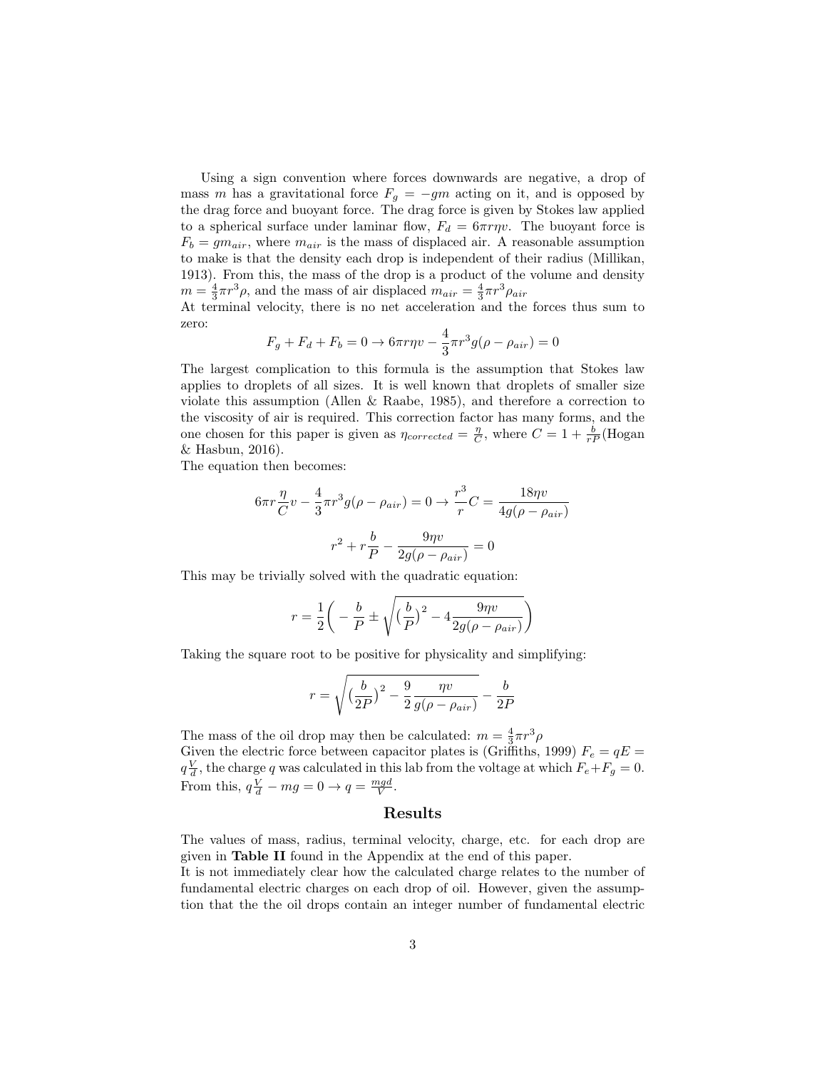Using a sign convention where forces downwards are negative, a drop of mass $m$ has a gravitational force $F_g = -gm$ acting on it, and is opposed by the drag force and buoyant force. The drag force is given by Stokes law applied to a spherical surface under laminar flow, $F_d = 6\pi r\eta v$. The buoyant force is $F_b = gm_{air}$, where $m_{air}$ is the mass of displaced air. A reasonable assumption to make is that the density each drop is independent of their radius (Millikan, 1913). From this, the mass of the drop is a product of the volume and density $m = \frac{4}{3}\pi r^3 \rho$, and the mass of air displaced $m_{air} = \frac{4}{3}\pi r^3 \rho_{air}$

At terminal velocity, there is no net acceleration and the forces thus sum to zero:

$$F_g + F_d + F_b = 0 \rightarrow 6\pi r\eta v - \frac{4}{3}\pi r^3 g(\rho - \rho_{air}) = 0$$

The largest complication to this formula is the assumption that Stokes law applies to droplets of all sizes. It is well known that droplets of smaller size violate this assumption (Allen & Raabe, 1985), and therefore a correction to the viscosity of air is required. This correction factor has many forms, and the one chosen for this paper is given as $\eta_{corrected} = \frac{\eta}{C}$, where $C = 1 + \frac{b}{rP}$(Hogan & Hasbun, 2016).

The equation then becomes:

$$6\pi r\frac{\eta}{C}v - \frac{4}{3}\pi r^3 g(\rho - \rho_{air}) = 0 \rightarrow \frac{r^3}{r}C = \frac{18\eta v}{4g(\rho - \rho_{air})}$$

$$r^2 + r\frac{b}{P} - \frac{9\eta v}{2g(\rho - \rho_{air})} = 0$$

This may be trivially solved with the quadratic equation:

$$r = \frac{1}{2}\bigg( -\frac{b}{P} \pm \sqrt{\big(\frac{b}{P}\big)^2 - 4\frac{9\eta v}{2g(\rho - \rho_{air})}}\bigg)$$

Taking the square root to be positive for physicality and simplifying:

$$r = \sqrt{\big(\frac{b}{2P}\big)^2 - \frac{9}{2}\frac{\eta v}{g(\rho - \rho_{air})}} - \frac{b}{2P}$$

The mass of the oil drop may then be calculated: $m = \frac{4}{3}\pi r^3 \rho$

Given the electric force between capacitor plates is (Griffiths, 1999) $F_e = qE = q\frac{V}{d}$, the charge $q$ was calculated in this lab from the voltage at which $F_e + F_g = 0$. From this, $q\frac{V}{d} - mg = 0 \rightarrow q = \frac{mgd}{V}$.

## Results

The values of mass, radius, terminal velocity, charge, etc. for each drop are given in **Table II** found in the Appendix at the end of this paper.

It is not immediately clear how the calculated charge relates to the number of fundamental electric charges on each drop of oil. However, given the assumption that the the oil drops contain an integer number of fundamental electric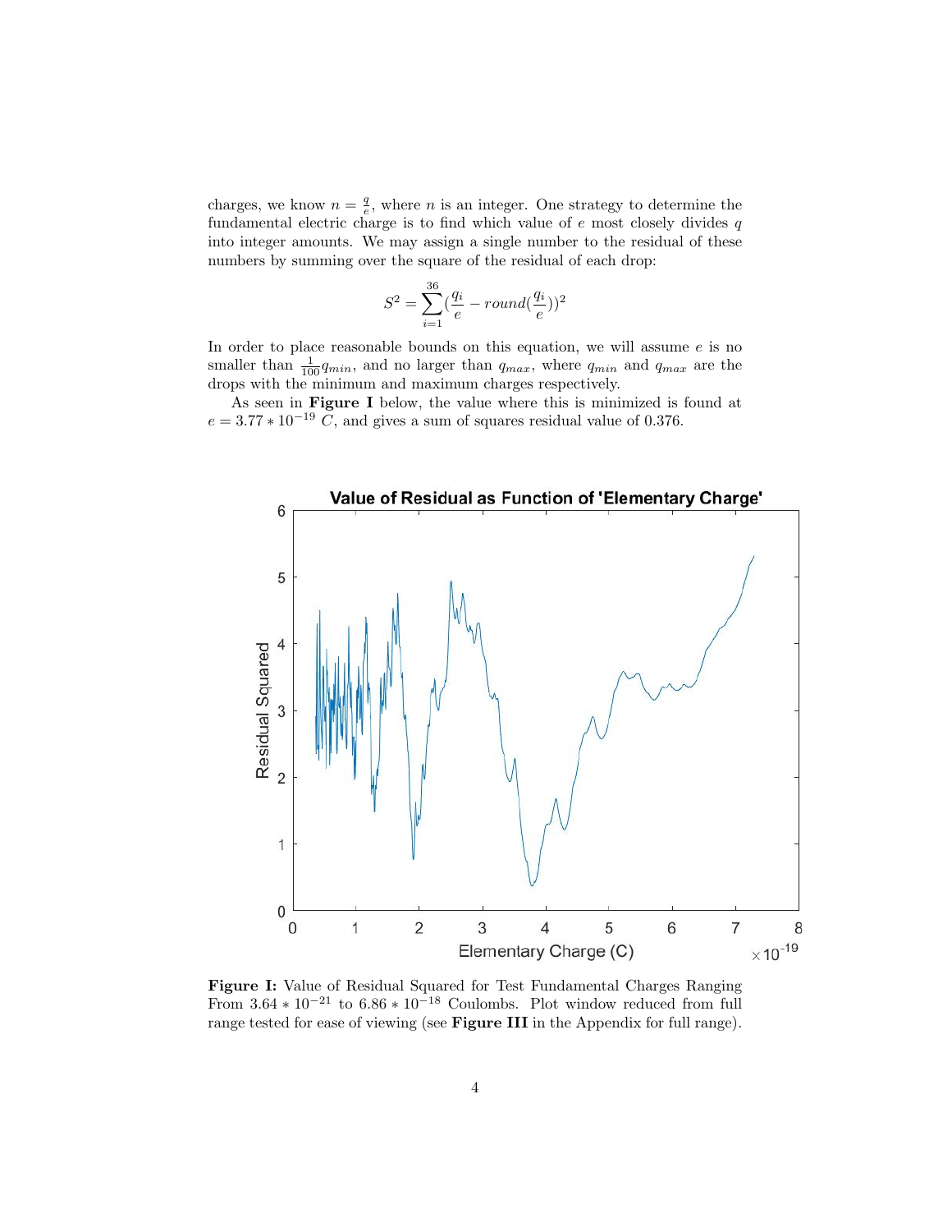charges, we know $n = \frac{q}{e}$, where $n$ is an integer. One strategy to determine the fundamental electric charge is to find which value of $e$ most closely divides $q$ into integer amounts. We may assign a single number to the residual of these numbers by summing over the square of the residual of each drop:

$$S^2 = \sum_{i=1}^{36} \left(\frac{q_i}{e} - round\left(\frac{q_i}{e}\right)\right)^2$$

In order to place reasonable bounds on this equation, we will assume $e$ is no smaller than $\frac{1}{100} q_{min}$, and no larger than $q_{max}$, where $q_{min}$ and $q_{max}$ are the drops with the minimum and maximum charges respectively.

As seen in **Figure I** below, the value where this is minimized is found at $e = 3.77 * 10^{-19}$ $C$, and gives a sum of squares residual value of 0.376.

**Figure I:** Value of Residual Squared for Test Fundamental Charges Ranging From $3.64 * 10^{-21}$ to $6.86 * 10^{-18}$ Coulombs. Plot window reduced from full range tested for ease of viewing (see **Figure III** in the Appendix for full range).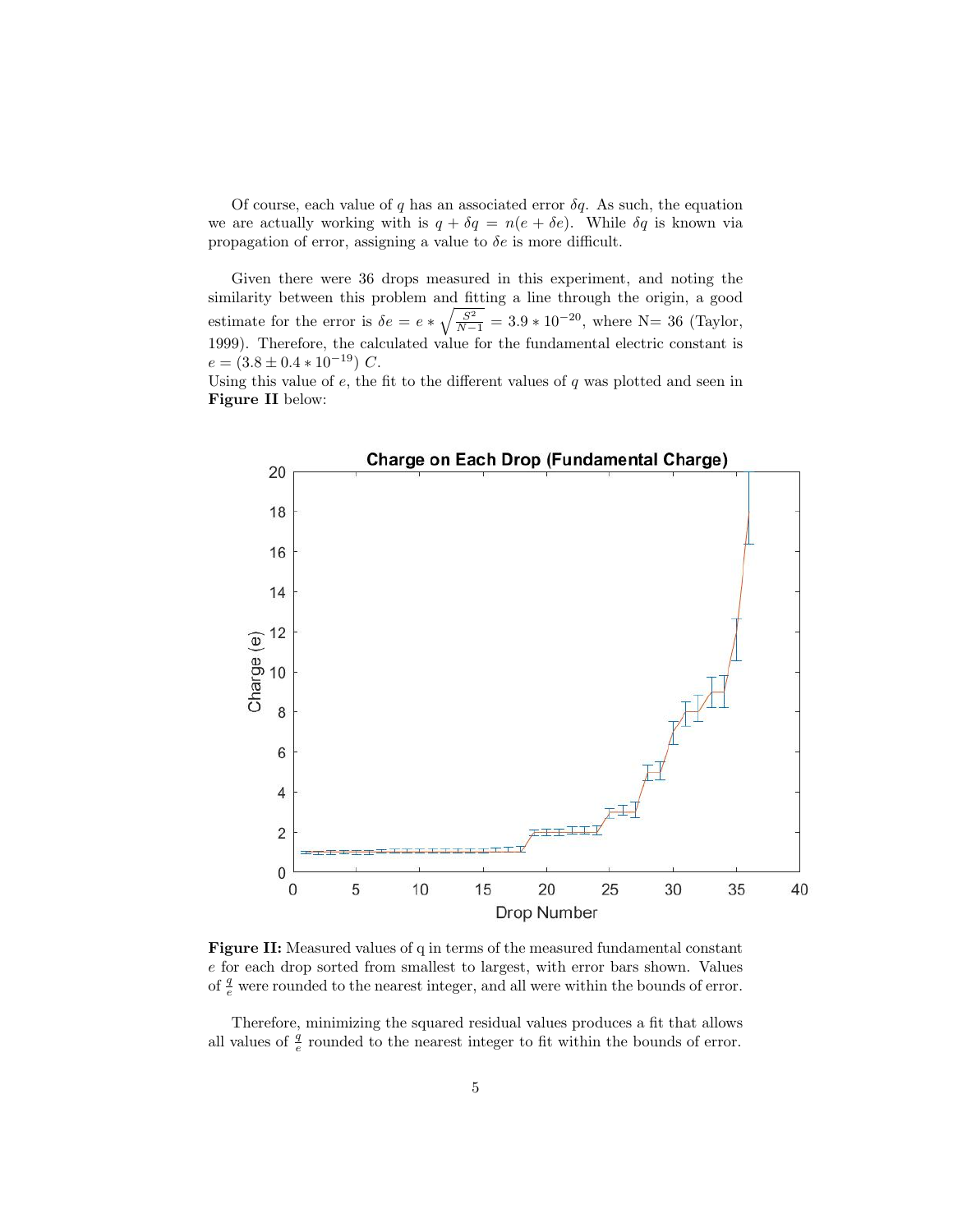Of course, each value of $q$ has an associated error $\delta q$. As such, the equation we are actually working with is $q + \delta q = n(e + \delta e)$. While $\delta q$ is known via propagation of error, assigning a value to $\delta e$ is more difficult.

Given there were 36 drops measured in this experiment, and noting the similarity between this problem and fitting a line through the origin, a good estimate for the error is $\delta e = e * \sqrt{\frac{S^2}{N-1}} = 3.9 * 10^{-20}$, where N= 36 (Taylor, 1999). Therefore, the calculated value for the fundamental electric constant is $e = (3.8 \pm 0.4 * 10^{-19})\ C$.
Using this value of $e$, the fit to the different values of $q$ was plotted and seen in **Figure II** below:

**Figure II:** Measured values of q in terms of the measured fundamental constant $e$ for each drop sorted from smallest to largest, with error bars shown. Values of $\frac{q}{e}$ were rounded to the nearest integer, and all were within the bounds of error.

Therefore, minimizing the squared residual values produces a fit that allows all values of $\frac{q}{e}$ rounded to the nearest integer to fit within the bounds of error.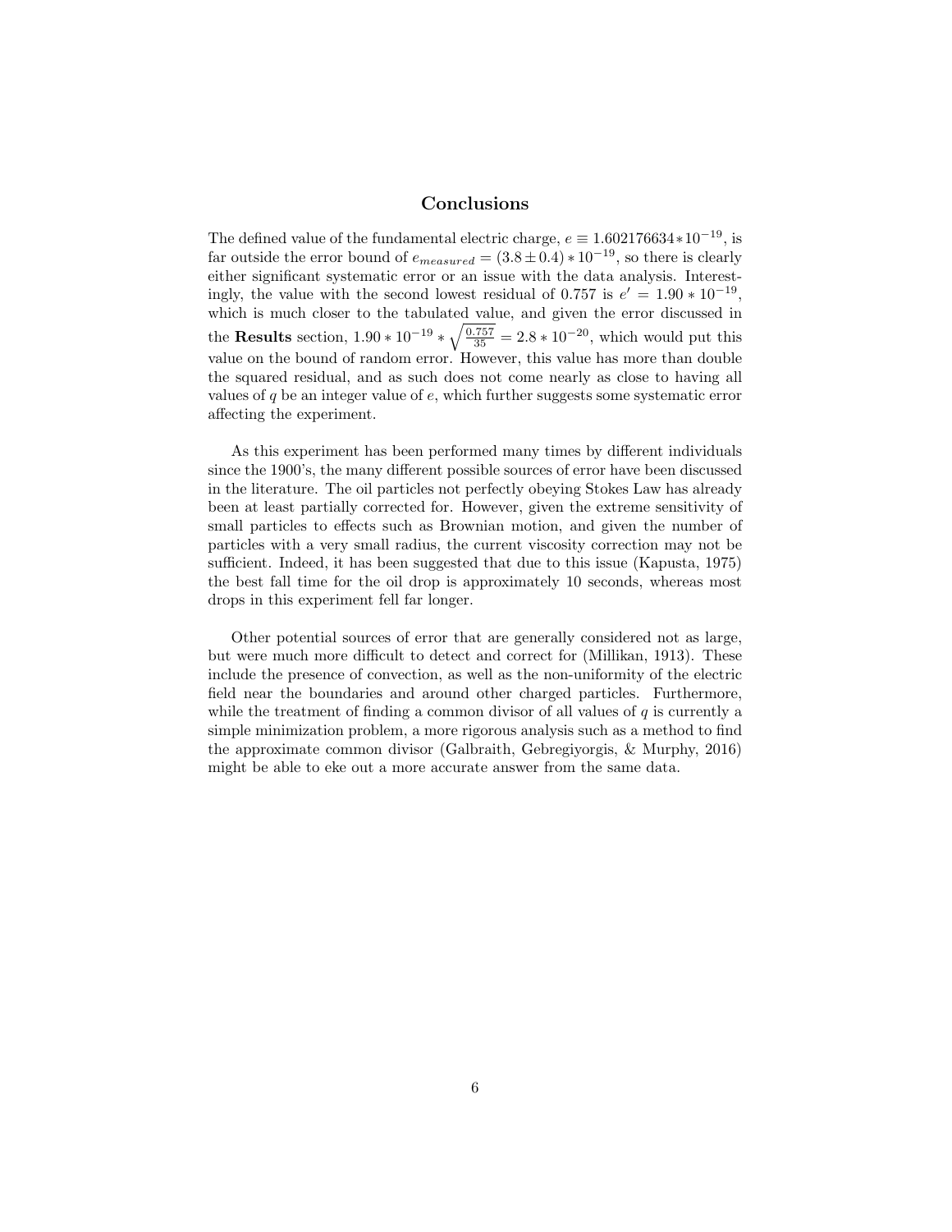## Conclusions

The defined value of the fundamental electric charge, $e \equiv 1.602176634 * 10^{-19}$, is far outside the error bound of $e_{measured} = (3.8 \pm 0.4) * 10^{-19}$, so there is clearly either significant systematic error or an issue with the data analysis. Interestingly, the value with the second lowest residual of 0.757 is $e' = 1.90 * 10^{-19}$, which is much closer to the tabulated value, and given the error discussed in the **Results** section, $1.90 * 10^{-19} * \sqrt{\frac{0.757}{35}} = 2.8 * 10^{-20}$, which would put this value on the bound of random error. However, this value has more than double the squared residual, and as such does not come nearly as close to having all values of $q$ be an integer value of $e$, which further suggests some systematic error affecting the experiment.

As this experiment has been performed many times by different individuals since the 1900's, the many different possible sources of error have been discussed in the literature. The oil particles not perfectly obeying Stokes Law has already been at least partially corrected for. However, given the extreme sensitivity of small particles to effects such as Brownian motion, and given the number of particles with a very small radius, the current viscosity correction may not be sufficient. Indeed, it has been suggested that due to this issue (Kapusta, 1975) the best fall time for the oil drop is approximately 10 seconds, whereas most drops in this experiment fell far longer.

Other potential sources of error that are generally considered not as large, but were much more difficult to detect and correct for (Millikan, 1913). These include the presence of convection, as well as the non-uniformity of the electric field near the boundaries and around other charged particles. Furthermore, while the treatment of finding a common divisor of all values of $q$ is currently a simple minimization problem, a more rigorous analysis such as a method to find the approximate common divisor (Galbraith, Gebregiyorgis, & Murphy, 2016) might be able to eke out a more accurate answer from the same data.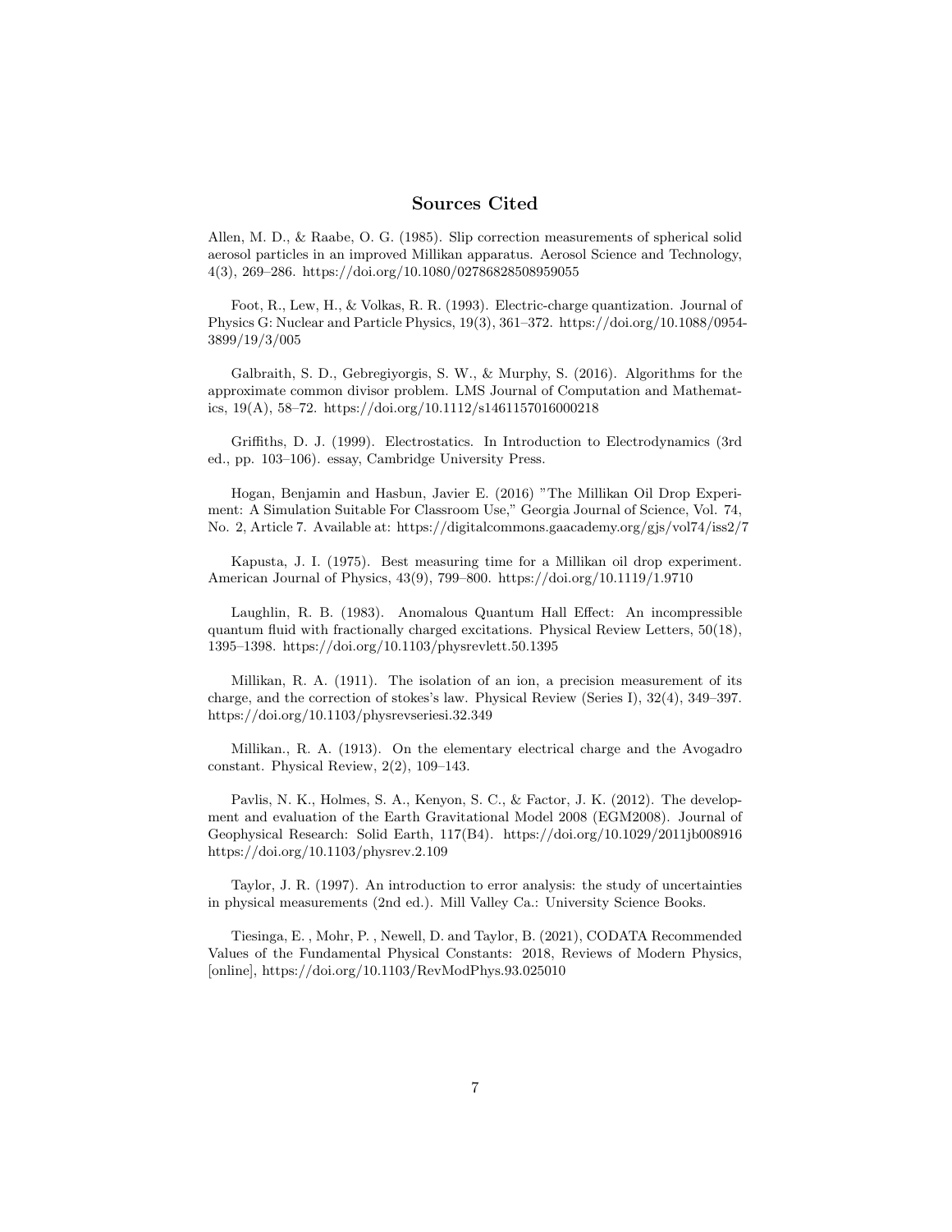## Sources Cited

Allen, M. D., & Raabe, O. G. (1985). Slip correction measurements of spherical solid aerosol particles in an improved Millikan apparatus. Aerosol Science and Technology, 4(3), 269–286. https://doi.org/10.1080/02786828508959055

Foot, R., Lew, H., & Volkas, R. R. (1993). Electric-charge quantization. Journal of Physics G: Nuclear and Particle Physics, 19(3), 361–372. https://doi.org/10.1088/0954-3899/19/3/005

Galbraith, S. D., Gebregiyorgis, S. W., & Murphy, S. (2016). Algorithms for the approximate common divisor problem. LMS Journal of Computation and Mathematics, 19(A), 58–72. https://doi.org/10.1112/s1461157016000218

Griffiths, D. J. (1999). Electrostatics. In Introduction to Electrodynamics (3rd ed., pp. 103–106). essay, Cambridge University Press.

Hogan, Benjamin and Hasbun, Javier E. (2016) "The Millikan Oil Drop Experiment: A Simulation Suitable For Classroom Use," Georgia Journal of Science, Vol. 74, No. 2, Article 7. Available at: https://digitalcommons.gaacademy.org/gjs/vol74/iss2/7

Kapusta, J. I. (1975). Best measuring time for a Millikan oil drop experiment. American Journal of Physics, 43(9), 799–800. https://doi.org/10.1119/1.9710

Laughlin, R. B. (1983). Anomalous Quantum Hall Effect: An incompressible quantum fluid with fractionally charged excitations. Physical Review Letters, 50(18), 1395–1398. https://doi.org/10.1103/physrevlett.50.1395

Millikan, R. A. (1911). The isolation of an ion, a precision measurement of its charge, and the correction of stokes's law. Physical Review (Series I), 32(4), 349–397. https://doi.org/10.1103/physrevseriesi.32.349

Millikan., R. A. (1913). On the elementary electrical charge and the Avogadro constant. Physical Review, 2(2), 109–143.

Pavlis, N. K., Holmes, S. A., Kenyon, S. C., & Factor, J. K. (2012). The development and evaluation of the Earth Gravitational Model 2008 (EGM2008). Journal of Geophysical Research: Solid Earth, 117(B4). https://doi.org/10.1029/2011jb008916 https://doi.org/10.1103/physrev.2.109

Taylor, J. R. (1997). An introduction to error analysis: the study of uncertainties in physical measurements (2nd ed.). Mill Valley Ca.: University Science Books.

Tiesinga, E. , Mohr, P. , Newell, D. and Taylor, B. (2021), CODATA Recommended Values of the Fundamental Physical Constants: 2018, Reviews of Modern Physics, [online], https://doi.org/10.1103/RevModPhys.93.025010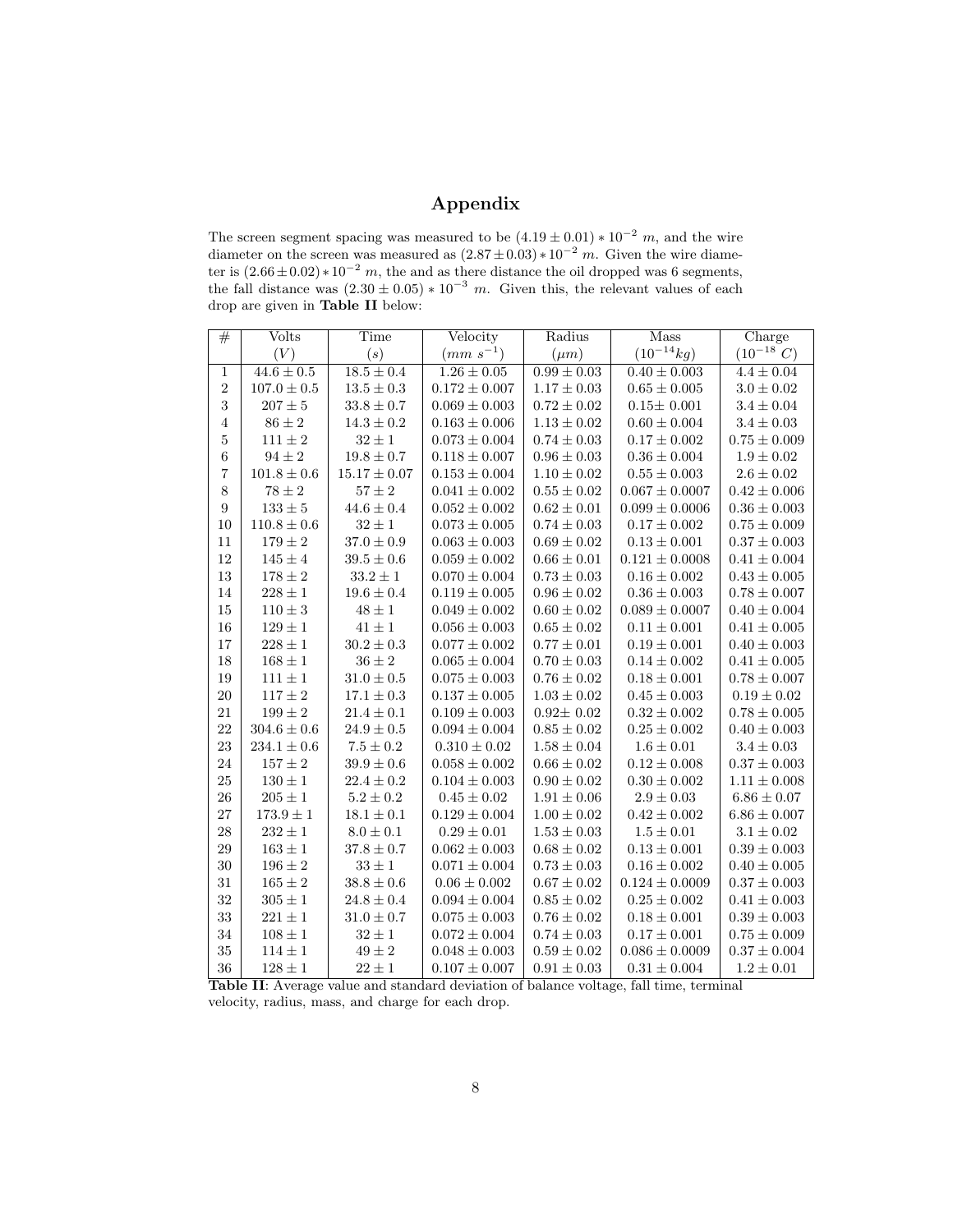# Appendix

The screen segment spacing was measured to be $(4.19 \pm 0.01) * 10^{-2}$ $m$, and the wire diameter on the screen was measured as $(2.87 \pm 0.03) * 10^{-2}$ $m$. Given the wire diameter is $(2.66 \pm 0.02) * 10^{-2}$ $m$, the and as there distance the oil dropped was 6 segments, the fall distance was $(2.30 \pm 0.05) * 10^{-3}$ $m$. Given this, the relevant values of each drop are given in **Table II** below:

| # | Volts ($V$) | Time ($s$) | Velocity ($mm\ s^{-1}$) | Radius ($\mu m$) | Mass ($10^{-14} kg$) | Charge ($10^{-18}\ C$) |
|---|---|---|---|---|---|---|
| 1 | $44.6 \pm 0.5$ | $18.5 \pm 0.4$ | $1.26 \pm 0.05$ | $0.99 \pm 0.03$ | $0.40 \pm 0.003$ | $4.4 \pm 0.04$ |
| 2 | $107.0 \pm 0.5$ | $13.5 \pm 0.3$ | $0.172 \pm 0.007$ | $1.17 \pm 0.03$ | $0.65 \pm 0.005$ | $3.0 \pm 0.02$ |
| 3 | $207 \pm 5$ | $33.8 \pm 0.7$ | $0.069 \pm 0.003$ | $0.72 \pm 0.02$ | $0.15 \pm 0.001$ | $3.4 \pm 0.04$ |
| 4 | $86 \pm 2$ | $14.3 \pm 0.2$ | $0.163 \pm 0.006$ | $1.13 \pm 0.02$ | $0.60 \pm 0.004$ | $3.4 \pm 0.03$ |
| 5 | $111 \pm 2$ | $32 \pm 1$ | $0.073 \pm 0.004$ | $0.74 \pm 0.03$ | $0.17 \pm 0.002$ | $0.75 \pm 0.009$ |
| 6 | $94 \pm 2$ | $19.8 \pm 0.7$ | $0.118 \pm 0.007$ | $0.96 \pm 0.03$ | $0.36 \pm 0.004$ | $1.9 \pm 0.02$ |
| 7 | $101.8 \pm 0.6$ | $15.17 \pm 0.07$ | $0.153 \pm 0.004$ | $1.10 \pm 0.02$ | $0.55 \pm 0.003$ | $2.6 \pm 0.02$ |
| 8 | $78 \pm 2$ | $57 \pm 2$ | $0.041 \pm 0.002$ | $0.55 \pm 0.02$ | $0.067 \pm 0.0007$ | $0.42 \pm 0.006$ |
| 9 | $133 \pm 5$ | $44.6 \pm 0.4$ | $0.052 \pm 0.002$ | $0.62 \pm 0.01$ | $0.099 \pm 0.0006$ | $0.36 \pm 0.003$ |
| 10 | $110.8 \pm 0.6$ | $32 \pm 1$ | $0.073 \pm 0.005$ | $0.74 \pm 0.03$ | $0.17 \pm 0.002$ | $0.75 \pm 0.009$ |
| 11 | $179 \pm 2$ | $37.0 \pm 0.9$ | $0.063 \pm 0.003$ | $0.69 \pm 0.02$ | $0.13 \pm 0.001$ | $0.37 \pm 0.003$ |
| 12 | $145 \pm 4$ | $39.5 \pm 0.6$ | $0.059 \pm 0.002$ | $0.66 \pm 0.01$ | $0.121 \pm 0.0008$ | $0.41 \pm 0.004$ |
| 13 | $178 \pm 2$ | $33.2 \pm 1$ | $0.070 \pm 0.004$ | $0.73 \pm 0.03$ | $0.16 \pm 0.002$ | $0.43 \pm 0.005$ |
| 14 | $228 \pm 1$ | $19.6 \pm 0.4$ | $0.119 \pm 0.005$ | $0.96 \pm 0.02$ | $0.36 \pm 0.003$ | $0.78 \pm 0.007$ |
| 15 | $110 \pm 3$ | $48 \pm 1$ | $0.049 \pm 0.002$ | $0.60 \pm 0.02$ | $0.089 \pm 0.0007$ | $0.40 \pm 0.004$ |
| 16 | $129 \pm 1$ | $41 \pm 1$ | $0.056 \pm 0.003$ | $0.65 \pm 0.02$ | $0.11 \pm 0.001$ | $0.41 \pm 0.005$ |
| 17 | $228 \pm 1$ | $30.2 \pm 0.3$ | $0.077 \pm 0.002$ | $0.77 \pm 0.01$ | $0.19 \pm 0.001$ | $0.40 \pm 0.003$ |
| 18 | $168 \pm 1$ | $36 \pm 2$ | $0.065 \pm 0.004$ | $0.70 \pm 0.03$ | $0.14 \pm 0.002$ | $0.41 \pm 0.005$ |
| 19 | $111 \pm 1$ | $31.0 \pm 0.5$ | $0.075 \pm 0.003$ | $0.76 \pm 0.02$ | $0.18 \pm 0.001$ | $0.78 \pm 0.007$ |
| 20 | $117 \pm 2$ | $17.1 \pm 0.3$ | $0.137 \pm 0.005$ | $1.03 \pm 0.02$ | $0.45 \pm 0.003$ | $0.19 \pm 0.02$ |
| 21 | $199 \pm 2$ | $21.4 \pm 0.1$ | $0.109 \pm 0.003$ | $0.92 \pm 0.02$ | $0.32 \pm 0.002$ | $0.78 \pm 0.005$ |
| 22 | $304.6 \pm 0.6$ | $24.9 \pm 0.5$ | $0.094 \pm 0.004$ | $0.85 \pm 0.02$ | $0.25 \pm 0.002$ | $0.40 \pm 0.003$ |
| 23 | $234.1 \pm 0.6$ | $7.5 \pm 0.2$ | $0.310 \pm 0.02$ | $1.58 \pm 0.04$ | $1.6 \pm 0.01$ | $3.4 \pm 0.03$ |
| 24 | $157 \pm 2$ | $39.9 \pm 0.6$ | $0.058 \pm 0.002$ | $0.66 \pm 0.02$ | $0.12 \pm 0.008$ | $0.37 \pm 0.003$ |
| 25 | $130 \pm 1$ | $22.4 \pm 0.2$ | $0.104 \pm 0.003$ | $0.90 \pm 0.02$ | $0.30 \pm 0.002$ | $1.11 \pm 0.008$ |
| 26 | $205 \pm 1$ | $5.2 \pm 0.2$ | $0.45 \pm 0.02$ | $1.91 \pm 0.06$ | $2.9 \pm 0.03$ | $6.86 \pm 0.07$ |
| 27 | $173.9 \pm 1$ | $18.1 \pm 0.1$ | $0.129 \pm 0.004$ | $1.00 \pm 0.02$ | $0.42 \pm 0.002$ | $6.86 \pm 0.007$ |
| 28 | $232 \pm 1$ | $8.0 \pm 0.1$ | $0.29 \pm 0.01$ | $1.53 \pm 0.03$ | $1.5 \pm 0.01$ | $3.1 \pm 0.02$ |
| 29 | $163 \pm 1$ | $37.8 \pm 0.7$ | $0.062 \pm 0.003$ | $0.68 \pm 0.02$ | $0.13 \pm 0.001$ | $0.39 \pm 0.003$ |
| 30 | $196 \pm 2$ | $33 \pm 1$ | $0.071 \pm 0.004$ | $0.73 \pm 0.03$ | $0.16 \pm 0.002$ | $0.40 \pm 0.005$ |
| 31 | $165 \pm 2$ | $38.8 \pm 0.6$ | $0.06 \pm 0.002$ | $0.67 \pm 0.02$ | $0.124 \pm 0.0009$ | $0.37 \pm 0.003$ |
| 32 | $305 \pm 1$ | $24.8 \pm 0.4$ | $0.094 \pm 0.004$ | $0.85 \pm 0.02$ | $0.25 \pm 0.002$ | $0.41 \pm 0.003$ |
| 33 | $221 \pm 1$ | $31.0 \pm 0.7$ | $0.075 \pm 0.003$ | $0.76 \pm 0.02$ | $0.18 \pm 0.001$ | $0.39 \pm 0.003$ |
| 34 | $108 \pm 1$ | $32 \pm 1$ | $0.072 \pm 0.004$ | $0.74 \pm 0.03$ | $0.17 \pm 0.001$ | $0.75 \pm 0.009$ |
| 35 | $114 \pm 1$ | $49 \pm 2$ | $0.048 \pm 0.003$ | $0.59 \pm 0.02$ | $0.086 \pm 0.0009$ | $0.37 \pm 0.004$ |
| 36 | $128 \pm 1$ | $22 \pm 1$ | $0.107 \pm 0.007$ | $0.91 \pm 0.03$ | $0.31 \pm 0.004$ | $1.2 \pm 0.01$ |

**Table II**: Average value and standard deviation of balance voltage, fall time, terminal velocity, radius, mass, and charge for each drop.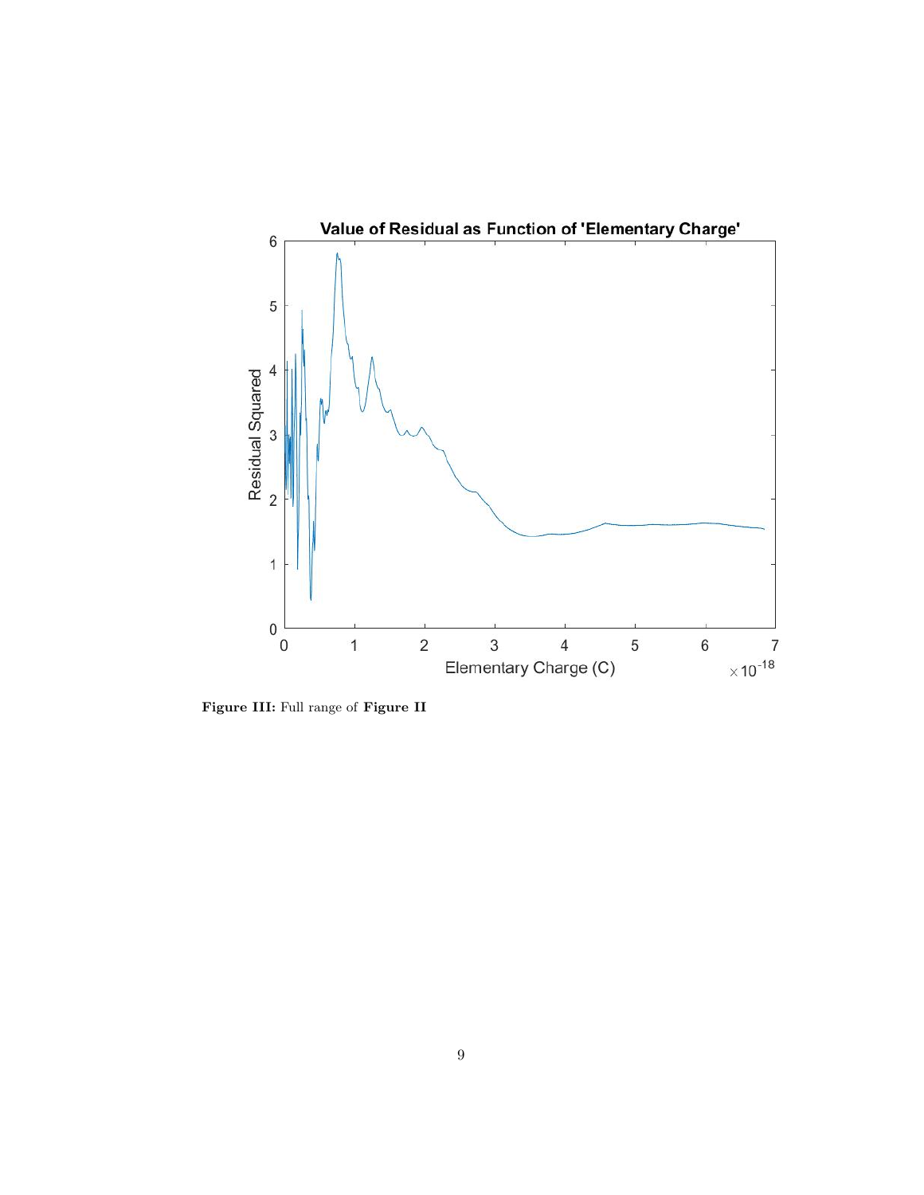Value of Residual as Function of 'Elementary Charge'

Residual Squared

0
1
2
3
4
5
6

Elementary Charge (C)

0
1
2
3
4
5
6
7

$\times 10^{-18}$

**Figure III:** Full range of **Figure II**